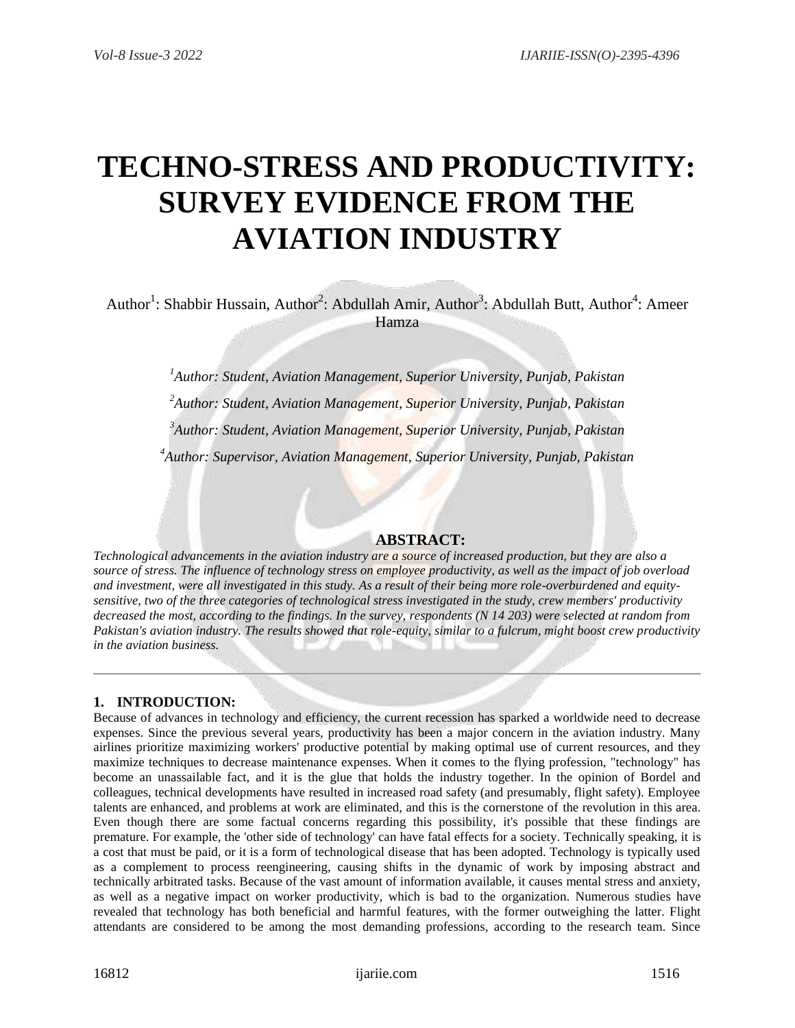# TECHNO-STRESS AND PRODUCTIVITY: SURVEY EVIDENCE FROM THE AVIATION INDUSTRY

Author[1]: Shabbir Hussain, Author[2]: Abdullah Amir, Author[3]: Abdullah Butt, Author[4]: Ameer Hamza

*[1]Author: Student, Aviation Management, Superior University, Punjab, Pakistan*

*[2]Author: Student, Aviation Management, Superior University, Punjab, Pakistan*

*[3]Author: Student, Aviation Management, Superior University, Punjab, Pakistan*

*[4]Author: Supervisor, Aviation Management, Superior University, Punjab, Pakistan*

## ABSTRACT:

*Technological advancements in the aviation industry are a source of increased production, but they are also a source of stress. The influence of technology stress on employee productivity, as well as the impact of job overload and investment, were all investigated in this study. As a result of their being more role-overburdened and equity-sensitive, two of the three categories of technological stress investigated in the study, crew members' productivity decreased the most, according to the findings. In the survey, respondents (N 14 203) were selected at random from Pakistan's aviation industry. The results showed that role-equity, similar to a fulcrum, might boost crew productivity in the aviation business.*

---

## 1. INTRODUCTION:

Because of advances in technology and efficiency, the current recession has sparked a worldwide need to decrease expenses. Since the previous several years, productivity has been a major concern in the aviation industry. Many airlines prioritize maximizing workers' productive potential by making optimal use of current resources, and they maximize techniques to decrease maintenance expenses. When it comes to the flying profession, "technology" has become an unassailable fact, and it is the glue that holds the industry together. In the opinion of Bordel and colleagues, technical developments have resulted in increased road safety (and presumably, flight safety). Employee talents are enhanced, and problems at work are eliminated, and this is the cornerstone of the revolution in this area. Even though there are some factual concerns regarding this possibility, it's possible that these findings are premature. For example, the 'other side of technology' can have fatal effects for a society. Technically speaking, it is a cost that must be paid, or it is a form of technological disease that has been adopted. Technology is typically used as a complement to process reengineering, causing shifts in the dynamic of work by imposing abstract and technically arbitrated tasks. Because of the vast amount of information available, it causes mental stress and anxiety, as well as a negative impact on worker productivity, which is bad to the organization. Numerous studies have revealed that technology has both beneficial and harmful features, with the former outweighing the latter. Flight attendants are considered to be among the most demanding professions, according to the research team. Since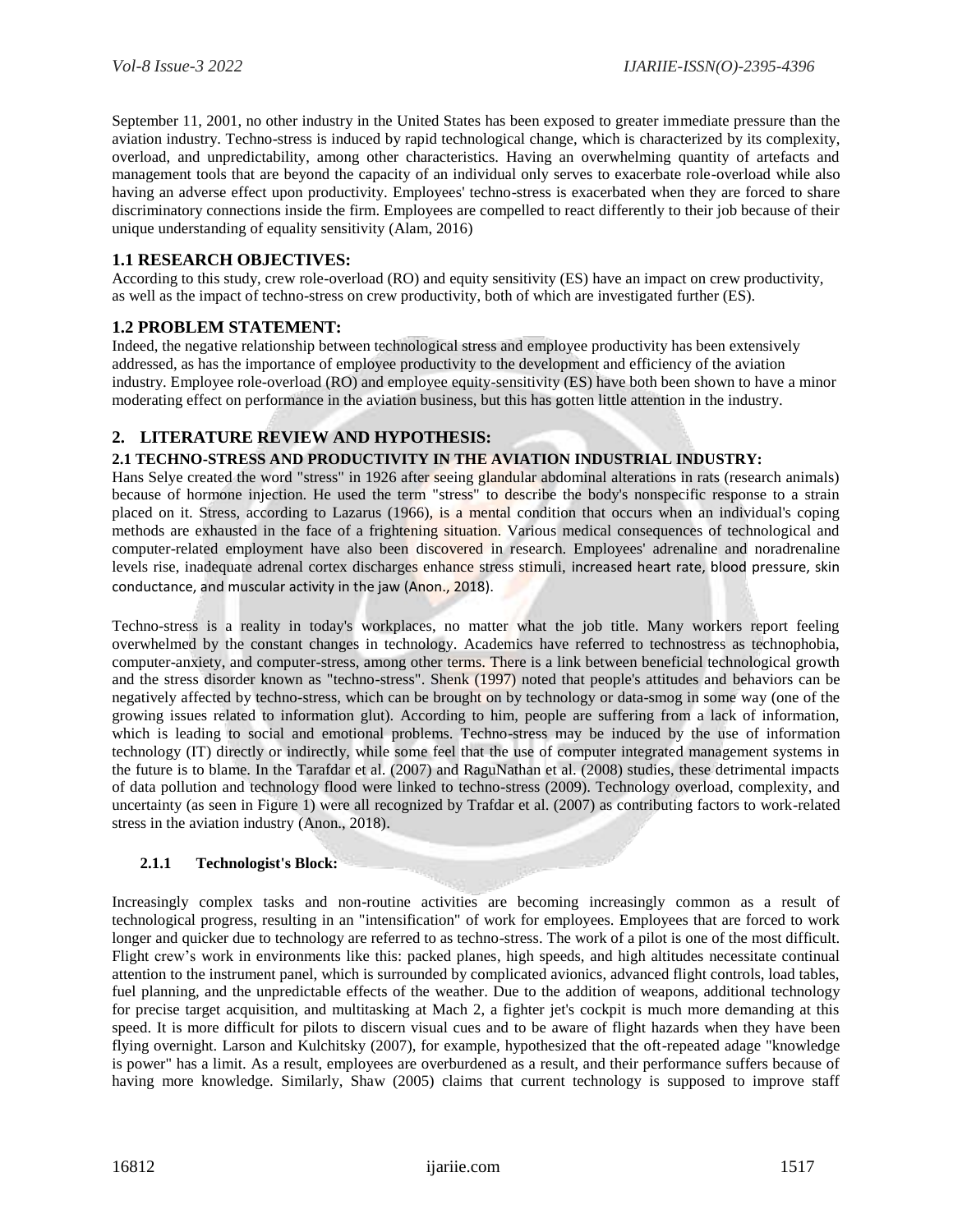September 11, 2001, no other industry in the United States has been exposed to greater immediate pressure than the aviation industry. Techno-stress is induced by rapid technological change, which is characterized by its complexity, overload, and unpredictability, among other characteristics. Having an overwhelming quantity of artefacts and management tools that are beyond the capacity of an individual only serves to exacerbate role-overload while also having an adverse effect upon productivity. Employees' techno-stress is exacerbated when they are forced to share discriminatory connections inside the firm. Employees are compelled to react differently to their job because of their unique understanding of equality sensitivity (Alam, 2016)

### 1.1 RESEARCH OBJECTIVES:

According to this study, crew role-overload (RO) and equity sensitivity (ES) have an impact on crew productivity, as well as the impact of techno-stress on crew productivity, both of which are investigated further (ES).

### 1.2 PROBLEM STATEMENT:

Indeed, the negative relationship between technological stress and employee productivity has been extensively addressed, as has the importance of employee productivity to the development and efficiency of the aviation industry. Employee role-overload (RO) and employee equity-sensitivity (ES) have both been shown to have a minor moderating effect on performance in the aviation business, but this has gotten little attention in the industry.

## 2. LITERATURE REVIEW AND HYPOTHESIS:

### 2.1 TECHNO-STRESS AND PRODUCTIVITY IN THE AVIATION INDUSTRIAL INDUSTRY:

Hans Selye created the word "stress" in 1926 after seeing glandular abdominal alterations in rats (research animals) because of hormone injection. He used the term "stress" to describe the body's nonspecific response to a strain placed on it. Stress, according to Lazarus (1966), is a mental condition that occurs when an individual's coping methods are exhausted in the face of a frightening situation. Various medical consequences of technological and computer-related employment have also been discovered in research. Employees' adrenaline and noradrenaline levels rise, inadequate adrenal cortex discharges enhance stress stimuli, increased heart rate, blood pressure, skin conductance, and muscular activity in the jaw (Anon., 2018).

Techno-stress is a reality in today's workplaces, no matter what the job title. Many workers report feeling overwhelmed by the constant changes in technology. Academics have referred to technostress as technophobia, computer-anxiety, and computer-stress, among other terms. There is a link between beneficial technological growth and the stress disorder known as "techno-stress". Shenk (1997) noted that people's attitudes and behaviors can be negatively affected by techno-stress, which can be brought on by technology or data-smog in some way (one of the growing issues related to information glut). According to him, people are suffering from a lack of information, which is leading to social and emotional problems. Techno-stress may be induced by the use of information technology (IT) directly or indirectly, while some feel that the use of computer integrated management systems in the future is to blame. In the Tarafdar et al. (2007) and RaguNathan et al. (2008) studies, these detrimental impacts of data pollution and technology flood were linked to techno-stress (2009). Technology overload, complexity, and uncertainty (as seen in Figure 1) were all recognized by Trafdar et al. (2007) as contributing factors to work-related stress in the aviation industry (Anon., 2018).

#### 2.1.1 Technologist's Block:

Increasingly complex tasks and non-routine activities are becoming increasingly common as a result of technological progress, resulting in an "intensification" of work for employees. Employees that are forced to work longer and quicker due to technology are referred to as techno-stress. The work of a pilot is one of the most difficult. Flight crew's work in environments like this: packed planes, high speeds, and high altitudes necessitate continual attention to the instrument panel, which is surrounded by complicated avionics, advanced flight controls, load tables, fuel planning, and the unpredictable effects of the weather. Due to the addition of weapons, additional technology for precise target acquisition, and multitasking at Mach 2, a fighter jet's cockpit is much more demanding at this speed. It is more difficult for pilots to discern visual cues and to be aware of flight hazards when they have been flying overnight. Larson and Kulchitsky (2007), for example, hypothesized that the oft-repeated adage "knowledge is power" has a limit. As a result, employees are overburdened as a result, and their performance suffers because of having more knowledge. Similarly, Shaw (2005) claims that current technology is supposed to improve staff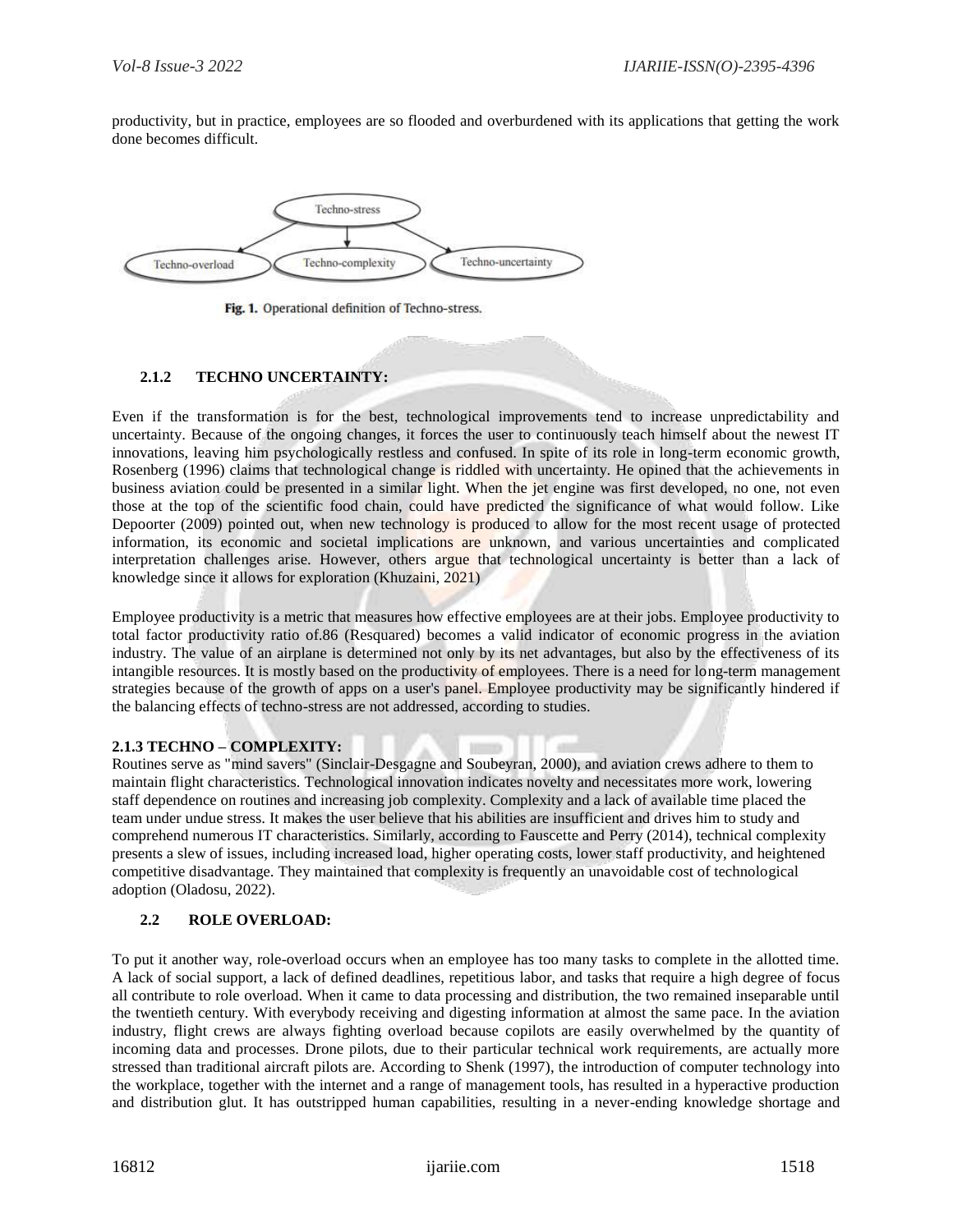productivity, but in practice, employees are so flooded and overburdened with its applications that getting the work done becomes difficult.

Techno-stress

Techno-overload | Techno-complexity | Techno-uncertainty

**Fig. 1.** Operational definition of Techno-stress.

### 2.1.2 TECHNO UNCERTAINTY:

Even if the transformation is for the best, technological improvements tend to increase unpredictability and uncertainty. Because of the ongoing changes, it forces the user to continuously teach himself about the newest IT innovations, leaving him psychologically restless and confused. In spite of its role in long-term economic growth, Rosenberg (1996) claims that technological change is riddled with uncertainty. He opined that the achievements in business aviation could be presented in a similar light. When the jet engine was first developed, no one, not even those at the top of the scientific food chain, could have predicted the significance of what would follow. Like Depoorter (2009) pointed out, when new technology is produced to allow for the most recent usage of protected information, its economic and societal implications are unknown, and various uncertainties and complicated interpretation challenges arise. However, others argue that technological uncertainty is better than a lack of knowledge since it allows for exploration (Khuzaini, 2021)

Employee productivity is a metric that measures how effective employees are at their jobs. Employee productivity to total factor productivity ratio of.86 (Resquared) becomes a valid indicator of economic progress in the aviation industry. The value of an airplane is determined not only by its net advantages, but also by the effectiveness of its intangible resources. It is mostly based on the productivity of employees. There is a need for long-term management strategies because of the growth of apps on a user's panel. Employee productivity may be significantly hindered if the balancing effects of techno-stress are not addressed, according to studies.

### 2.1.3 TECHNO – COMPLEXITY:

Routines serve as "mind savers" (Sinclair-Desgagne and Soubeyran, 2000), and aviation crews adhere to them to maintain flight characteristics. Technological innovation indicates novelty and necessitates more work, lowering staff dependence on routines and increasing job complexity. Complexity and a lack of available time placed the team under undue stress. It makes the user believe that his abilities are insufficient and drives him to study and comprehend numerous IT characteristics. Similarly, according to Fauscette and Perry (2014), technical complexity presents a slew of issues, including increased load, higher operating costs, lower staff productivity, and heightened competitive disadvantage. They maintained that complexity is frequently an unavoidable cost of technological adoption (Oladosu, 2022).

## 2.2 ROLE OVERLOAD:

To put it another way, role-overload occurs when an employee has too many tasks to complete in the allotted time. A lack of social support, a lack of defined deadlines, repetitious labor, and tasks that require a high degree of focus all contribute to role overload. When it came to data processing and distribution, the two remained inseparable until the twentieth century. With everybody receiving and digesting information at almost the same pace. In the aviation industry, flight crews are always fighting overload because copilots are easily overwhelmed by the quantity of incoming data and processes. Drone pilots, due to their particular technical work requirements, are actually more stressed than traditional aircraft pilots are. According to Shenk (1997), the introduction of computer technology into the workplace, together with the internet and a range of management tools, has resulted in a hyperactive production and distribution glut. It has outstripped human capabilities, resulting in a never-ending knowledge shortage and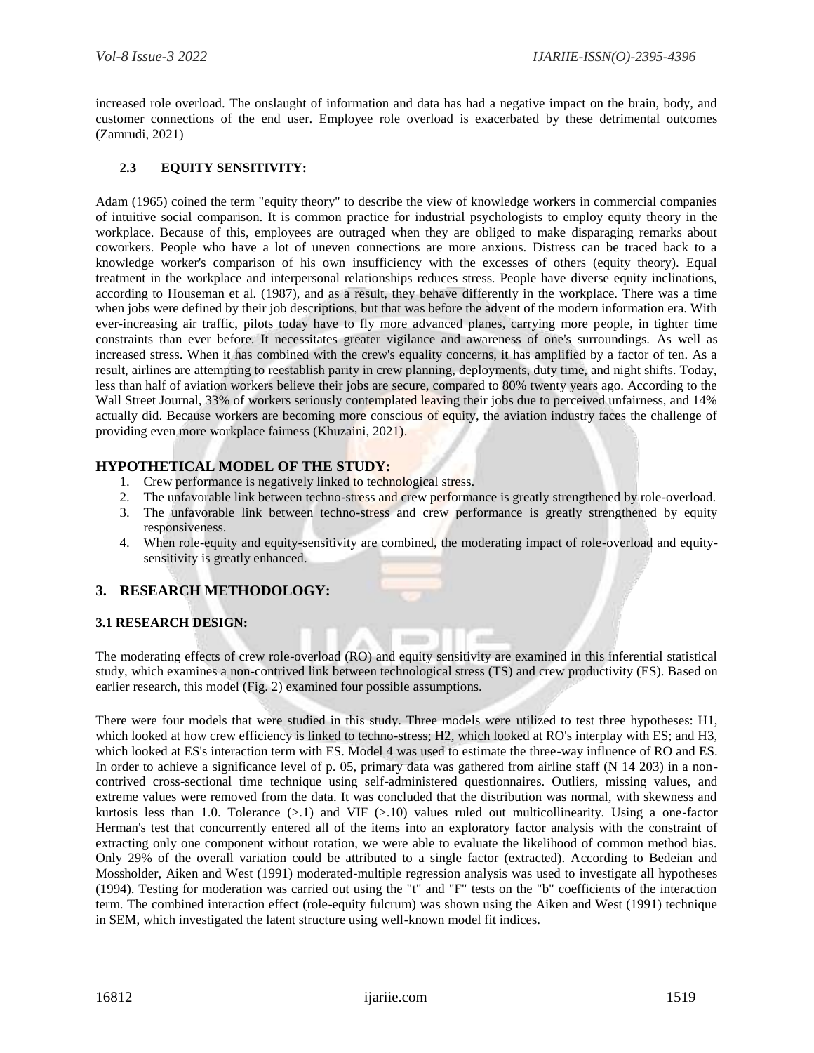increased role overload. The onslaught of information and data has had a negative impact on the brain, body, and customer connections of the end user. Employee role overload is exacerbated by these detrimental outcomes (Zamrudi, 2021)

### 2.3 EQUITY SENSITIVITY:

Adam (1965) coined the term "equity theory" to describe the view of knowledge workers in commercial companies of intuitive social comparison. It is common practice for industrial psychologists to employ equity theory in the workplace. Because of this, employees are outraged when they are obliged to make disparaging remarks about coworkers. People who have a lot of uneven connections are more anxious. Distress can be traced back to a knowledge worker's comparison of his own insufficiency with the excesses of others (equity theory). Equal treatment in the workplace and interpersonal relationships reduces stress. People have diverse equity inclinations, according to Houseman et al. (1987), and as a result, they behave differently in the workplace. There was a time when jobs were defined by their job descriptions, but that was before the advent of the modern information era. With ever-increasing air traffic, pilots today have to fly more advanced planes, carrying more people, in tighter time constraints than ever before. It necessitates greater vigilance and awareness of one's surroundings. As well as increased stress. When it has combined with the crew's equality concerns, it has amplified by a factor of ten. As a result, airlines are attempting to reestablish parity in crew planning, deployments, duty time, and night shifts. Today, less than half of aviation workers believe their jobs are secure, compared to 80% twenty years ago. According to the Wall Street Journal, 33% of workers seriously contemplated leaving their jobs due to perceived unfairness, and 14% actually did. Because workers are becoming more conscious of equity, the aviation industry faces the challenge of providing even more workplace fairness (Khuzaini, 2021).

## HYPOTHETICAL MODEL OF THE STUDY:

1. Crew performance is negatively linked to technological stress.
2. The unfavorable link between techno-stress and crew performance is greatly strengthened by role-overload.
3. The unfavorable link between techno-stress and crew performance is greatly strengthened by equity responsiveness.
4. When role-equity and equity-sensitivity are combined, the moderating impact of role-overload and equity-sensitivity is greatly enhanced.

## 3. RESEARCH METHODOLOGY:

### 3.1 RESEARCH DESIGN:

The moderating effects of crew role-overload (RO) and equity sensitivity are examined in this inferential statistical study, which examines a non-contrived link between technological stress (TS) and crew productivity (ES). Based on earlier research, this model (Fig. 2) examined four possible assumptions.

There were four models that were studied in this study. Three models were utilized to test three hypotheses: H1, which looked at how crew efficiency is linked to techno-stress; H2, which looked at RO's interplay with ES; and H3, which looked at ES's interaction term with ES. Model 4 was used to estimate the three-way influence of RO and ES. In order to achieve a significance level of p. 05, primary data was gathered from airline staff (N 14 203) in a non-contrived cross-sectional time technique using self-administered questionnaires. Outliers, missing values, and extreme values were removed from the data. It was concluded that the distribution was normal, with skewness and kurtosis less than 1.0. Tolerance (>.1) and VIF (>.10) values ruled out multicollinearity. Using a one-factor Herman's test that concurrently entered all of the items into an exploratory factor analysis with the constraint of extracting only one component without rotation, we were able to evaluate the likelihood of common method bias. Only 29% of the overall variation could be attributed to a single factor (extracted). According to Bedeian and Mossholder, Aiken and West (1991) moderated-multiple regression analysis was used to investigate all hypotheses (1994). Testing for moderation was carried out using the "t" and "F" tests on the "b" coefficients of the interaction term. The combined interaction effect (role-equity fulcrum) was shown using the Aiken and West (1991) technique in SEM, which investigated the latent structure using well-known model fit indices.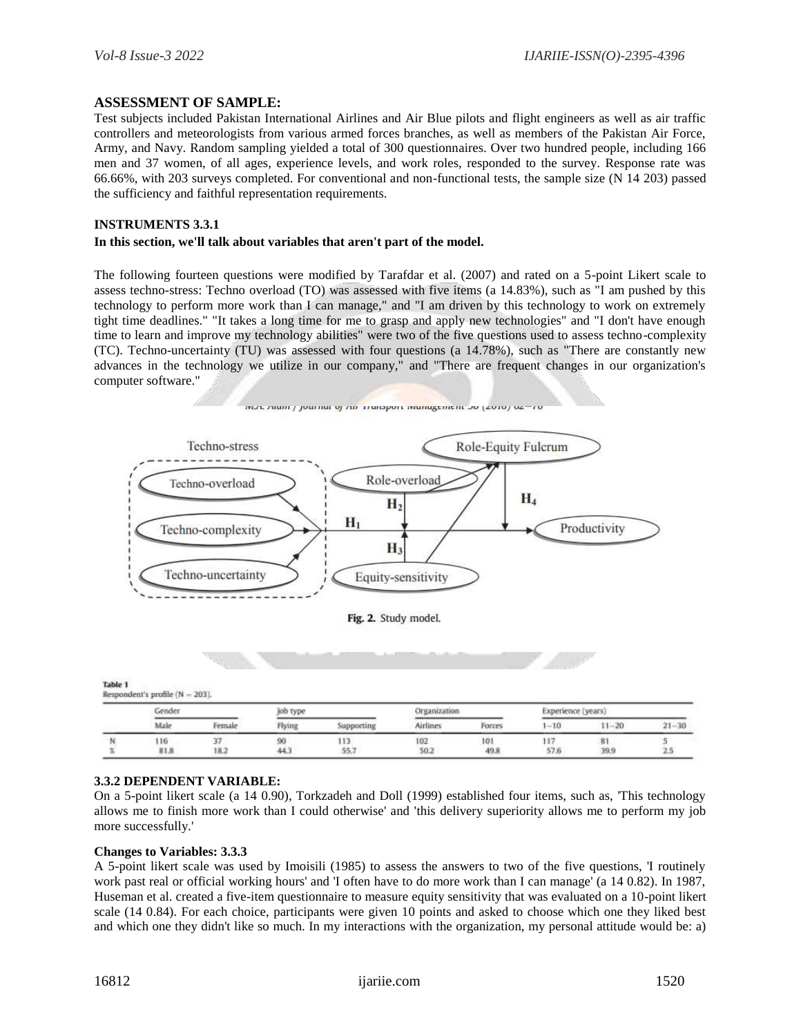**ASSESSMENT OF SAMPLE:**

Test subjects included Pakistan International Airlines and Air Blue pilots and flight engineers as well as air traffic controllers and meteorologists from various armed forces branches, as well as members of the Pakistan Air Force, Army, and Navy. Random sampling yielded a total of 300 questionnaires. Over two hundred people, including 166 men and 37 women, of all ages, experience levels, and work roles, responded to the survey. Response rate was 66.66%, with 203 surveys completed. For conventional and non-functional tests, the sample size (N 14 203) passed the sufficiency and faithful representation requirements.

**INSTRUMENTS 3.3.1**

**In this section, we'll talk about variables that aren't part of the model.**

The following fourteen questions were modified by Tarafdar et al. (2007) and rated on a 5-point Likert scale to assess techno-stress: Techno overload (TO) was assessed with five items (a 14.83%), such as "I am pushed by this technology to perform more work than I can manage," and "I am driven by this technology to work on extremely tight time deadlines." "It takes a long time for me to grasp and apply new technologies" and "I don't have enough time to learn and improve my technology abilities" were two of the five questions used to assess techno-complexity (TC). Techno-uncertainty (TU) was assessed with four questions (a 14.78%), such as "There are constantly new advances in the technology we utilize in our company," and "There are frequent changes in our organization's computer software."

Fig. 2. Study model.

Table 1
Respondent's profile (N = 203).

| | Gender | | Job type | | Organization | | Experience (years) | | |
|---|---|---|---|---|---|---|---|---|---|
| | Male | Female | Flying | Supporting | Airlines | Forces | 1–10 | 11–20 | 21–30 |
| N | 116 | 37 | 90 | 113 | 102 | 101 | 117 | 81 | 5 |
| % | 81.8 | 18.2 | 44.3 | 55.7 | 50.2 | 49.8 | 57.6 | 39.9 | 2.5 |

**3.3.2 DEPENDENT VARIABLE:**

On a 5-point likert scale (a 14 0.90), Torkzadeh and Doll (1999) established four items, such as, 'This technology allows me to finish more work than I could otherwise' and 'this delivery superiority allows me to perform my job more successfully.'

**Changes to Variables: 3.3.3**

A 5-point likert scale was used by Imoisili (1985) to assess the answers to two of the five questions, 'I routinely work past real or official working hours' and 'I often have to do more work than I can manage' (a 14 0.82). In 1987, Huseman et al. created a five-item questionnaire to measure equity sensitivity that was evaluated on a 10-point likert scale (14 0.84). For each choice, participants were given 10 points and asked to choose which one they liked best and which one they didn't like so much. In my interactions with the organization, my personal attitude would be: a)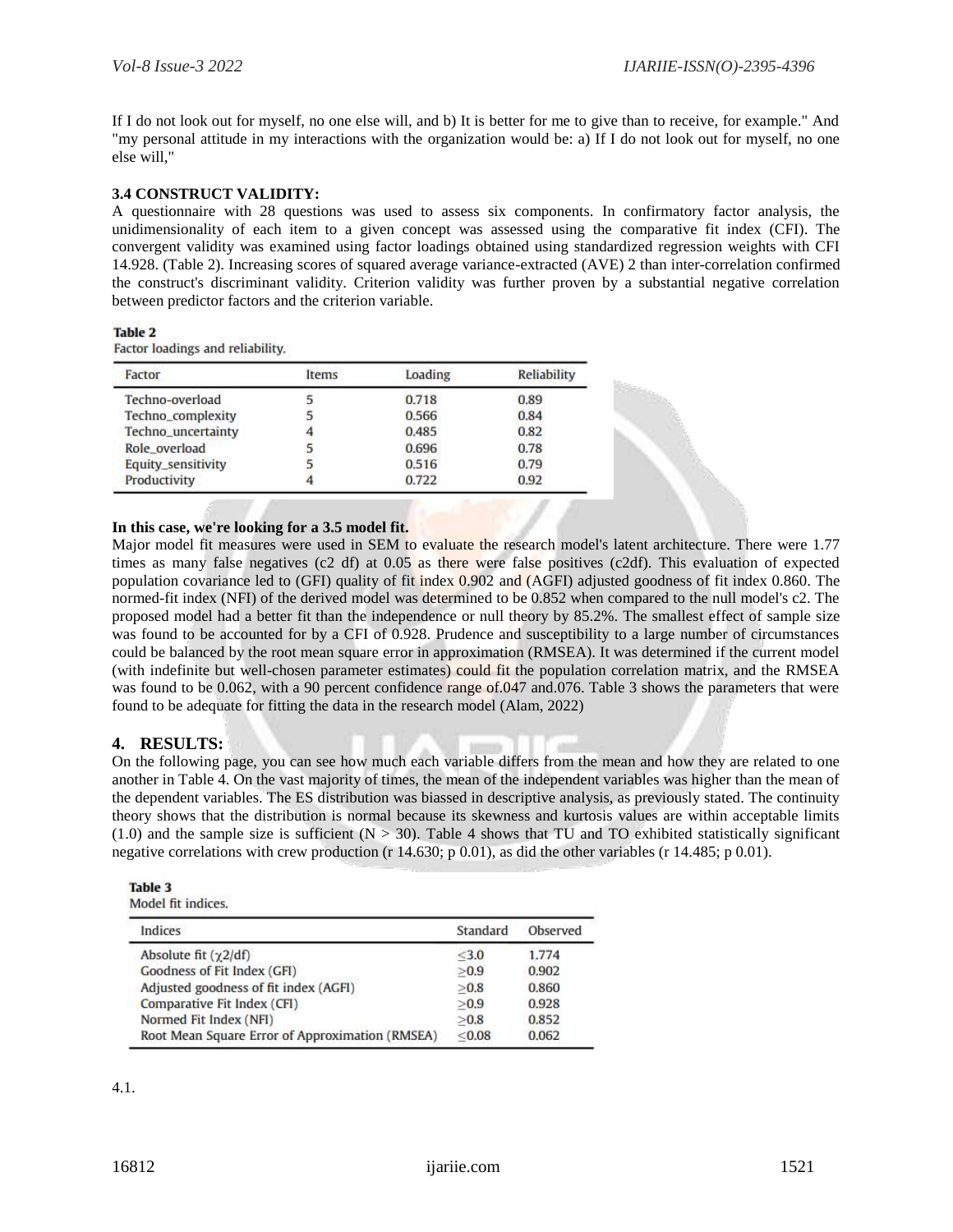If I do not look out for myself, no one else will, and b) It is better for me to give than to receive, for example." And "my personal attitude in my interactions with the organization would be: a) If I do not look out for myself, no one else will,"

**3.4 CONSTRUCT VALIDITY:**

A questionnaire with 28 questions was used to assess six components. In confirmatory factor analysis, the unidimensionality of each item to a given concept was assessed using the comparative fit index (CFI). The convergent validity was examined using factor loadings obtained using standardized regression weights with CFI 14.928. (Table 2). Increasing scores of squared average variance-extracted (AVE) 2 than inter-correlation confirmed the construct's discriminant validity. Criterion validity was further proven by a substantial negative correlation between predictor factors and the criterion variable.

**Table 2**

Factor loadings and reliability.

| Factor | Items | Loading | Reliability |
|---|---|---|---|
| Techno-overload | 5 | 0.718 | 0.89 |
| Techno_complexity | 5 | 0.566 | 0.84 |
| Techno_uncertainty | 4 | 0.485 | 0.82 |
| Role_overload | 5 | 0.696 | 0.78 |
| Equity_sensitivity | 5 | 0.516 | 0.79 |
| Productivity | 4 | 0.722 | 0.92 |

**In this case, we're looking for a 3.5 model fit.**

Major model fit measures were used in SEM to evaluate the research model's latent architecture. There were 1.77 times as many false negatives (c2 df) at 0.05 as there were false positives (c2df). This evaluation of expected population covariance led to (GFI) quality of fit index 0.902 and (AGFI) adjusted goodness of fit index 0.860. The normed-fit index (NFI) of the derived model was determined to be 0.852 when compared to the null model's c2. The proposed model had a better fit than the independence or null theory by 85.2%. The smallest effect of sample size was found to be accounted for by a CFI of 0.928. Prudence and susceptibility to a large number of circumstances could be balanced by the root mean square error in approximation (RMSEA). It was determined if the current model (with indefinite but well-chosen parameter estimates) could fit the population correlation matrix, and the RMSEA was found to be 0.062, with a 90 percent confidence range of.047 and.076. Table 3 shows the parameters that were found to be adequate for fitting the data in the research model (Alam, 2022)

## 4. RESULTS:

On the following page, you can see how much each variable differs from the mean and how they are related to one another in Table 4. On the vast majority of times, the mean of the independent variables was higher than the mean of the dependent variables. The ES distribution was biassed in descriptive analysis, as previously stated. The continuity theory shows that the distribution is normal because its skewness and kurtosis values are within acceptable limits (1.0) and the sample size is sufficient (N > 30). Table 4 shows that TU and TO exhibited statistically significant negative correlations with crew production (r 14.630; p 0.01), as did the other variables (r 14.485; p 0.01).

**Table 3**

Model fit indices.

| Indices | Standard | Observed |
|---|---|---|
| Absolute fit ($\chi 2$/df) | $\leq$3.0 | 1.774 |
| Goodness of Fit Index (GFI) | $\geq$0.9 | 0.902 |
| Adjusted goodness of fit index (AGFI) | $\geq$0.8 | 0.860 |
| Comparative Fit Index (CFI) | $\geq$0.9 | 0.928 |
| Normed Fit Index (NFI) | $\geq$0.8 | 0.852 |
| Root Mean Square Error of Approximation (RMSEA) | $\leq$0.08 | 0.062 |

4.1.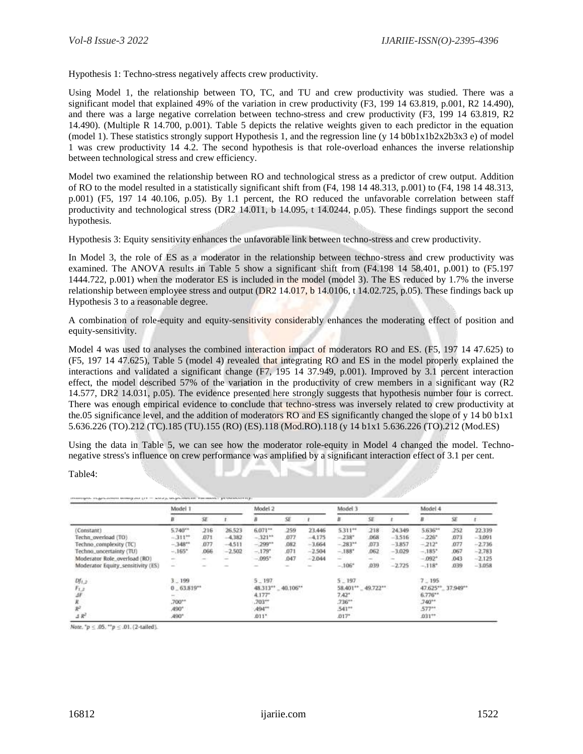Hypothesis 1: Techno-stress negatively affects crew productivity.

Using Model 1, the relationship between TO, TC, and TU and crew productivity was studied. There was a significant model that explained 49% of the variation in crew productivity (F3, 199 14 63.819, p.001, R2 14.490), and there was a large negative correlation between techno-stress and crew productivity (F3, 199 14 63.819, R2 14.490). (Multiple R 14.700, p.001). Table 5 depicts the relative weights given to each predictor in the equation (model 1). These statistics strongly support Hypothesis 1, and the regression line (y 14 b0b1x1b2x2b3x3 e) of model 1 was crew productivity 14 4.2. The second hypothesis is that role-overload enhances the inverse relationship between technological stress and crew efficiency.

Model two examined the relationship between RO and technological stress as a predictor of crew output. Addition of RO to the model resulted in a statistically significant shift from (F4, 198 14 48.313, p.001) to (F4, 198 14 48.313, p.001) (F5, 197 14 40.106, p.05). By 1.1 percent, the RO reduced the unfavorable correlation between staff productivity and technological stress (DR2 14.011, b 14.095, t 14.0244, p.05). These findings support the second hypothesis.

Hypothesis 3: Equity sensitivity enhances the unfavorable link between techno-stress and crew productivity.

In Model 3, the role of ES as a moderator in the relationship between techno-stress and crew productivity was examined. The ANOVA results in Table 5 show a significant shift from (F4.198 14 58.401, p.001) to (F5.197 1444.722, p.001) when the moderator ES is included in the model (model 3). The ES reduced by 1.7% the inverse relationship between employee stress and output (DR2 14.017, b 14.0106, t 14.02.725, p.05). These findings back up Hypothesis 3 to a reasonable degree.

A combination of role-equity and equity-sensitivity considerably enhances the moderating effect of position and equity-sensitivity.

Model 4 was used to analyses the combined interaction impact of moderators RO and ES. (F5, 197 14 47.625) to (F5, 197 14 47.625), Table 5 (model 4) revealed that integrating RO and ES in the model properly explained the interactions and validated a significant change (F7, 195 14 37.949, p.001). Improved by 3.1 percent interaction effect, the model described 57% of the variation in the productivity of crew members in a significant way (R2 14.577, DR2 14.031, p.05). The evidence presented here strongly suggests that hypothesis number four is correct. There was enough empirical evidence to conclude that techno-stress was inversely related to crew productivity at the.05 significance level, and the addition of moderators RO and ES significantly changed the slope of y 14 b0 b1x1 5.636.226 (TO).212 (TC).185 (TU).155 (RO) (ES).118 (Mod.RO).118 (y 14 b1x1 5.636.226 (TO).212 (Mod.ES)

Using the data in Table 5, we can see how the moderator role-equity in Model 4 changed the model. Techno-negative stress's influence on crew performance was amplified by a significant interaction effect of 3.1 per cent.

Table4:

Multiple regression analysis (N = 203), dependent variable: productivity.

| | Model 1 | | | Model 2 | | | Model 3 | | | Model 4 | | |
|---|---|---|---|---|---|---|---|---|---|---|---|---|
| | B | SE | t | B | SE | t | B | SE | t | B | SE | t |
| (Constant) | 5.740** | .216 | 26.523 | 6.071** | .259 | 23.446 | 5.311** | .218 | 24.349 | 5.636** | .252 | 22.339 |
| Techno_overload (TO) | −.311** | .071 | −4.382 | −.321** | .077 | −4.175 | −.238* | .068 | −3.516 | −.226* | .073 | −3.091 |
| Techno_complexity (TC) | −.348** | .077 | −4.511 | −.299** | .082 | −3.664 | −.283** | .073 | −3.857 | −.212* | .077 | −2.736 |
| Techno_uncertainty (TU) | −.165* | .066 | −2.502 | −.179* | .071 | −2.504 | −.188* | .062 | −3.029 | −.185* | .067 | −2.783 |
| Moderator Role_overload (RO) | – | – | – | −.095* | .047 | −2.044 | – | – | – | −.092* | .043 | −2.125 |
| Moderator Equity_sensitivity (ES) | – | – | – | – | – | – | −.106* | .039 | −2.725 | −.118* | .039 | −3.058 |
| $Df_{1\_2}$ | 3 _ 199 | | | 5 _ 197 | | | 5 _ 197 | | | 7 _ 195 | | |
| $F_{1\_2}$ | 0 _ 63.819** | | | 48.313** _ 40.106** | | | 58.401** _ 49.722** | | | 47.625** _ 37.949** | | |
| $\Delta F$ | – | | | 4.177* | | | 7.42* | | | 6.776** | | |
| $R$ | .700** | | | .703** | | | .736** | | | .740** | | |
| $R^2$ | .490* | | | .494** | | | .541** | | | .577** | | |
| $\Delta R^2$ | .490* | | | .011* | | | .017* | | | .031** | | |

Note. *p ≤ .05. **p ≤ .01. (2-tailed).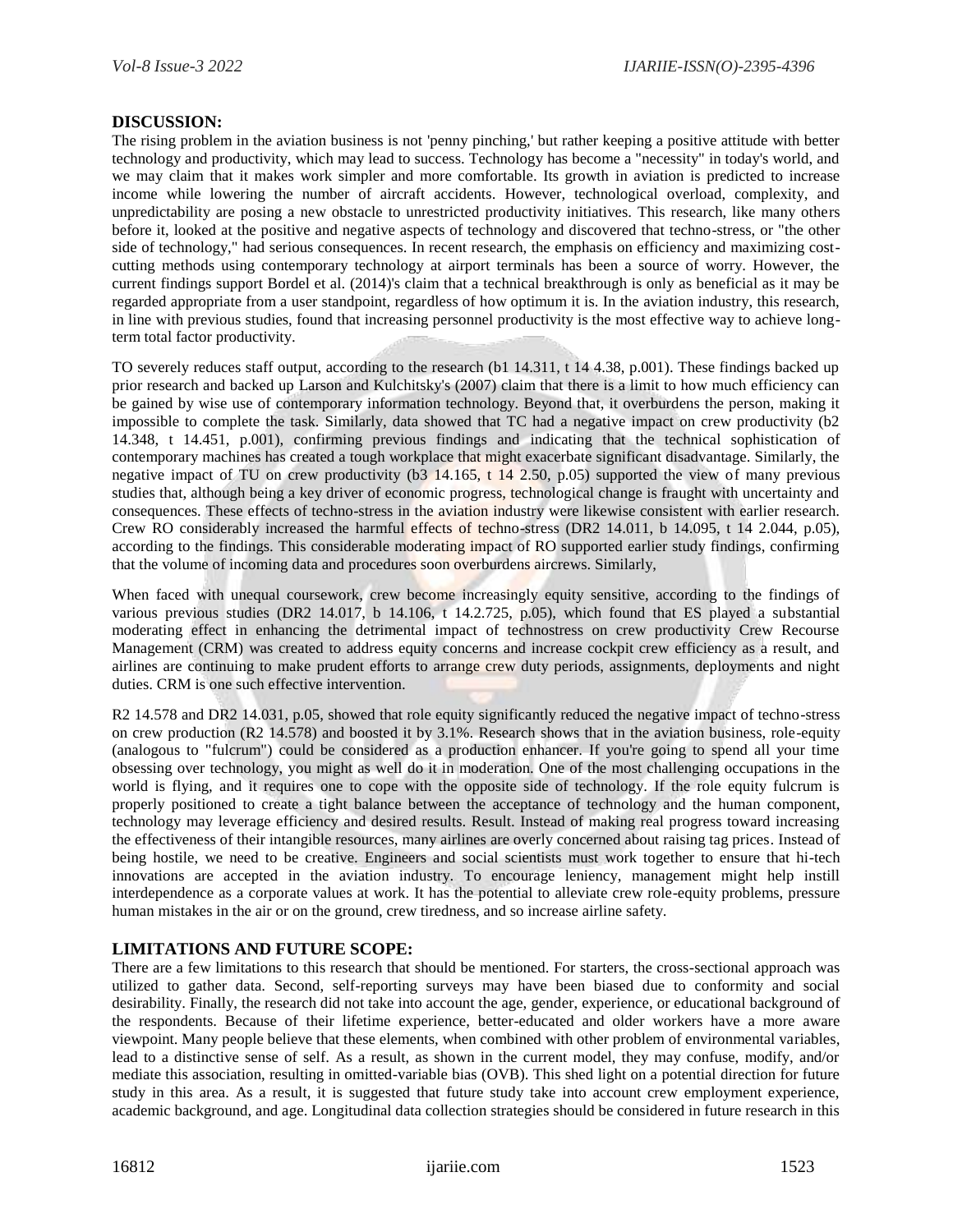## DISCUSSION:

The rising problem in the aviation business is not 'penny pinching,' but rather keeping a positive attitude with better technology and productivity, which may lead to success. Technology has become a "necessity" in today's world, and we may claim that it makes work simpler and more comfortable. Its growth in aviation is predicted to increase income while lowering the number of aircraft accidents. However, technological overload, complexity, and unpredictability are posing a new obstacle to unrestricted productivity initiatives. This research, like many others before it, looked at the positive and negative aspects of technology and discovered that techno-stress, or "the other side of technology," had serious consequences. In recent research, the emphasis on efficiency and maximizing cost-cutting methods using contemporary technology at airport terminals has been a source of worry. However, the current findings support Bordel et al. (2014)'s claim that a technical breakthrough is only as beneficial as it may be regarded appropriate from a user standpoint, regardless of how optimum it is. In the aviation industry, this research, in line with previous studies, found that increasing personnel productivity is the most effective way to achieve long-term total factor productivity.

TO severely reduces staff output, according to the research (b1 14.311, t 14 4.38, p.001). These findings backed up prior research and backed up Larson and Kulchitsky's (2007) claim that there is a limit to how much efficiency can be gained by wise use of contemporary information technology. Beyond that, it overburdens the person, making it impossible to complete the task. Similarly, data showed that TC had a negative impact on crew productivity (b2 14.348, t 14.451, p.001), confirming previous findings and indicating that the technical sophistication of contemporary machines has created a tough workplace that might exacerbate significant disadvantage. Similarly, the negative impact of TU on crew productivity (b3 14.165, t 14 2.50, p.05) supported the view of many previous studies that, although being a key driver of economic progress, technological change is fraught with uncertainty and consequences. These effects of techno-stress in the aviation industry were likewise consistent with earlier research. Crew RO considerably increased the harmful effects of techno-stress (DR2 14.011, b 14.095, t 14 2.044, p.05), according to the findings. This considerable moderating impact of RO supported earlier study findings, confirming that the volume of incoming data and procedures soon overburdens aircrews. Similarly,

When faced with unequal coursework, crew become increasingly equity sensitive, according to the findings of various previous studies (DR2 14.017, b 14.106, t 14.2.725, p.05), which found that ES played a substantial moderating effect in enhancing the detrimental impact of technostress on crew productivity Crew Recourse Management (CRM) was created to address equity concerns and increase cockpit crew efficiency as a result, and airlines are continuing to make prudent efforts to arrange crew duty periods, assignments, deployments and night duties. CRM is one such effective intervention.

R2 14.578 and DR2 14.031, p.05, showed that role equity significantly reduced the negative impact of techno-stress on crew production (R2 14.578) and boosted it by 3.1%. Research shows that in the aviation business, role-equity (analogous to "fulcrum") could be considered as a production enhancer. If you're going to spend all your time obsessing over technology, you might as well do it in moderation. One of the most challenging occupations in the world is flying, and it requires one to cope with the opposite side of technology. If the role equity fulcrum is properly positioned to create a tight balance between the acceptance of technology and the human component, technology may leverage efficiency and desired results. Result. Instead of making real progress toward increasing the effectiveness of their intangible resources, many airlines are overly concerned about raising tag prices. Instead of being hostile, we need to be creative. Engineers and social scientists must work together to ensure that hi-tech innovations are accepted in the aviation industry. To encourage leniency, management might help instill interdependence as a corporate values at work. It has the potential to alleviate crew role-equity problems, pressure human mistakes in the air or on the ground, crew tiredness, and so increase airline safety.

## LIMITATIONS AND FUTURE SCOPE:

There are a few limitations to this research that should be mentioned. For starters, the cross-sectional approach was utilized to gather data. Second, self-reporting surveys may have been biased due to conformity and social desirability. Finally, the research did not take into account the age, gender, experience, or educational background of the respondents. Because of their lifetime experience, better-educated and older workers have a more aware viewpoint. Many people believe that these elements, when combined with other problem of environmental variables, lead to a distinctive sense of self. As a result, as shown in the current model, they may confuse, modify, and/or mediate this association, resulting in omitted-variable bias (OVB). This shed light on a potential direction for future study in this area. As a result, it is suggested that future study take into account crew employment experience, academic background, and age. Longitudinal data collection strategies should be considered in future research in this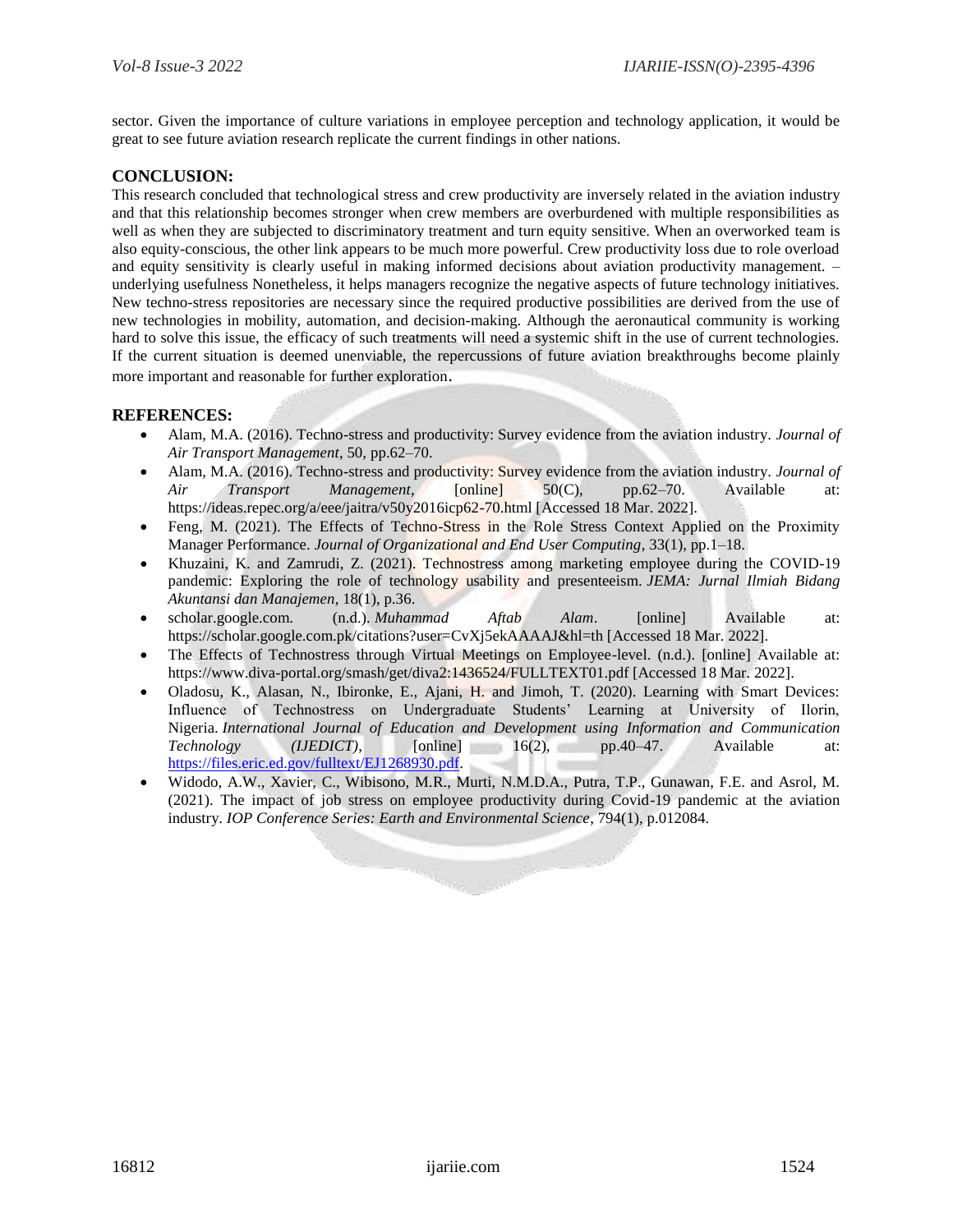sector. Given the importance of culture variations in employee perception and technology application, it would be great to see future aviation research replicate the current findings in other nations.

## CONCLUSION:

This research concluded that technological stress and crew productivity are inversely related in the aviation industry and that this relationship becomes stronger when crew members are overburdened with multiple responsibilities as well as when they are subjected to discriminatory treatment and turn equity sensitive. When an overworked team is also equity-conscious, the other link appears to be much more powerful. Crew productivity loss due to role overload and equity sensitivity is clearly useful in making informed decisions about aviation productivity management. – underlying usefulness Nonetheless, it helps managers recognize the negative aspects of future technology initiatives. New techno-stress repositories are necessary since the required productive possibilities are derived from the use of new technologies in mobility, automation, and decision-making. Although the aeronautical community is working hard to solve this issue, the efficacy of such treatments will need a systemic shift in the use of current technologies. If the current situation is deemed unenviable, the repercussions of future aviation breakthroughs become plainly more important and reasonable for further exploration.

## REFERENCES:

- Alam, M.A. (2016). Techno-stress and productivity: Survey evidence from the aviation industry. *Journal of Air Transport Management*, 50, pp.62–70.
- Alam, M.A. (2016). Techno-stress and productivity: Survey evidence from the aviation industry. *Journal of Air Transport Management*, [online] 50(C), pp.62–70. Available at: https://ideas.repec.org/a/eee/jaitra/v50y2016icp62-70.html [Accessed 18 Mar. 2022].
- Feng, M. (2021). The Effects of Techno-Stress in the Role Stress Context Applied on the Proximity Manager Performance. *Journal of Organizational and End User Computing*, 33(1), pp.1–18.
- Khuzaini, K. and Zamrudi, Z. (2021). Technostress among marketing employee during the COVID-19 pandemic: Exploring the role of technology usability and presenteeism. *JEMA: Jurnal Ilmiah Bidang Akuntansi dan Manajemen*, 18(1), p.36.
- scholar.google.com. (n.d.). *Muhammad Aftab Alam*. [online] Available at: https://scholar.google.com.pk/citations?user=CvXj5ekAAAAJ&hl=th [Accessed 18 Mar. 2022].
- The Effects of Technostress through Virtual Meetings on Employee-level. (n.d.). [online] Available at: https://www.diva-portal.org/smash/get/diva2:1436524/FULLTEXT01.pdf [Accessed 18 Mar. 2022].
- Oladosu, K., Alasan, N., Ibironke, E., Ajani, H. and Jimoh, T. (2020). Learning with Smart Devices: Influence of Technostress on Undergraduate Students' Learning at University of Ilorin, Nigeria. *International Journal of Education and Development using Information and Communication Technology (IJEDICT)*, [online] 16(2), pp.40–47. Available at: https://files.eric.ed.gov/fulltext/EJ1268930.pdf.
- Widodo, A.W., Xavier, C., Wibisono, M.R., Murti, N.M.D.A., Putra, T.P., Gunawan, F.E. and Asrol, M. (2021). The impact of job stress on employee productivity during Covid-19 pandemic at the aviation industry. *IOP Conference Series: Earth and Environmental Science*, 794(1), p.012084.